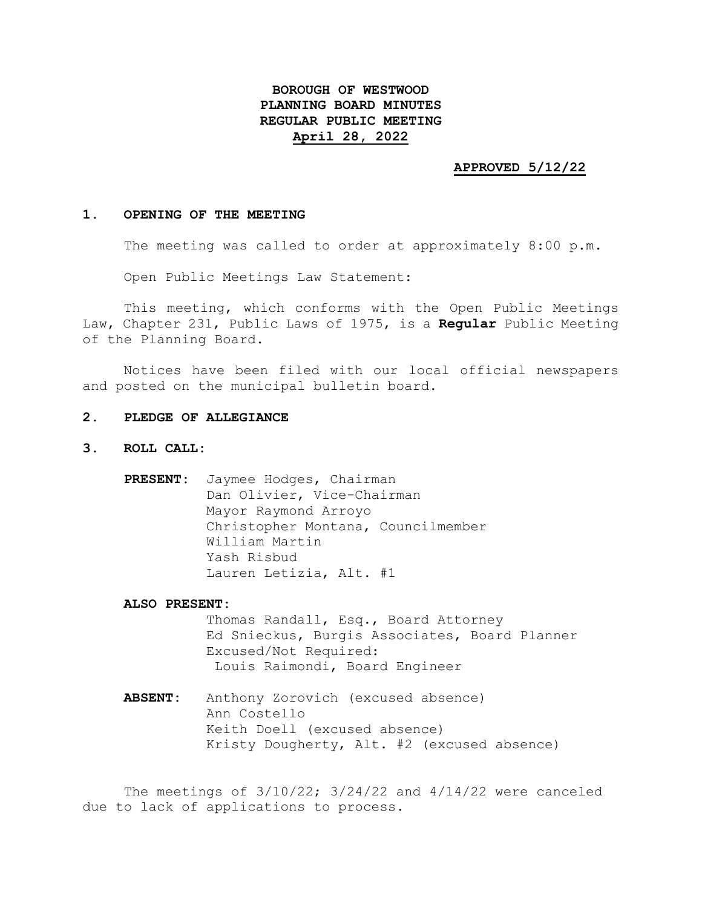**BOROUGH OF WESTWOOD**
**PLANNING BOARD MINUTES**
**REGULAR PUBLIC MEETING**
**April 28, 2022**

**APPROVED 5/12/22**

## 1. OPENING OF THE MEETING

The meeting was called to order at approximately 8:00 p.m.

Open Public Meetings Law Statement:

This meeting, which conforms with the Open Public Meetings Law, Chapter 231, Public Laws of 1975, is a **Regular** Public Meeting of the Planning Board.

Notices have been filed with our local official newspapers and posted on the municipal bulletin board.

## 2. PLEDGE OF ALLEGIANCE

## 3. ROLL CALL:

**PRESENT:**
Jaymee Hodges, Chairman
Dan Olivier, Vice-Chairman
Mayor Raymond Arroyo
Christopher Montana, Councilmember
William Martin
Yash Risbud
Lauren Letizia, Alt. #1

**ALSO PRESENT:**
Thomas Randall, Esq., Board Attorney
Ed Snieckus, Burgis Associates, Board Planner
Excused/Not Required:
Louis Raimondi, Board Engineer

**ABSENT:**
Anthony Zorovich (excused absence)
Ann Costello
Keith Doell (excused absence)
Kristy Dougherty, Alt. #2 (excused absence)

The meetings of 3/10/22; 3/24/22 and 4/14/22 were canceled due to lack of applications to process.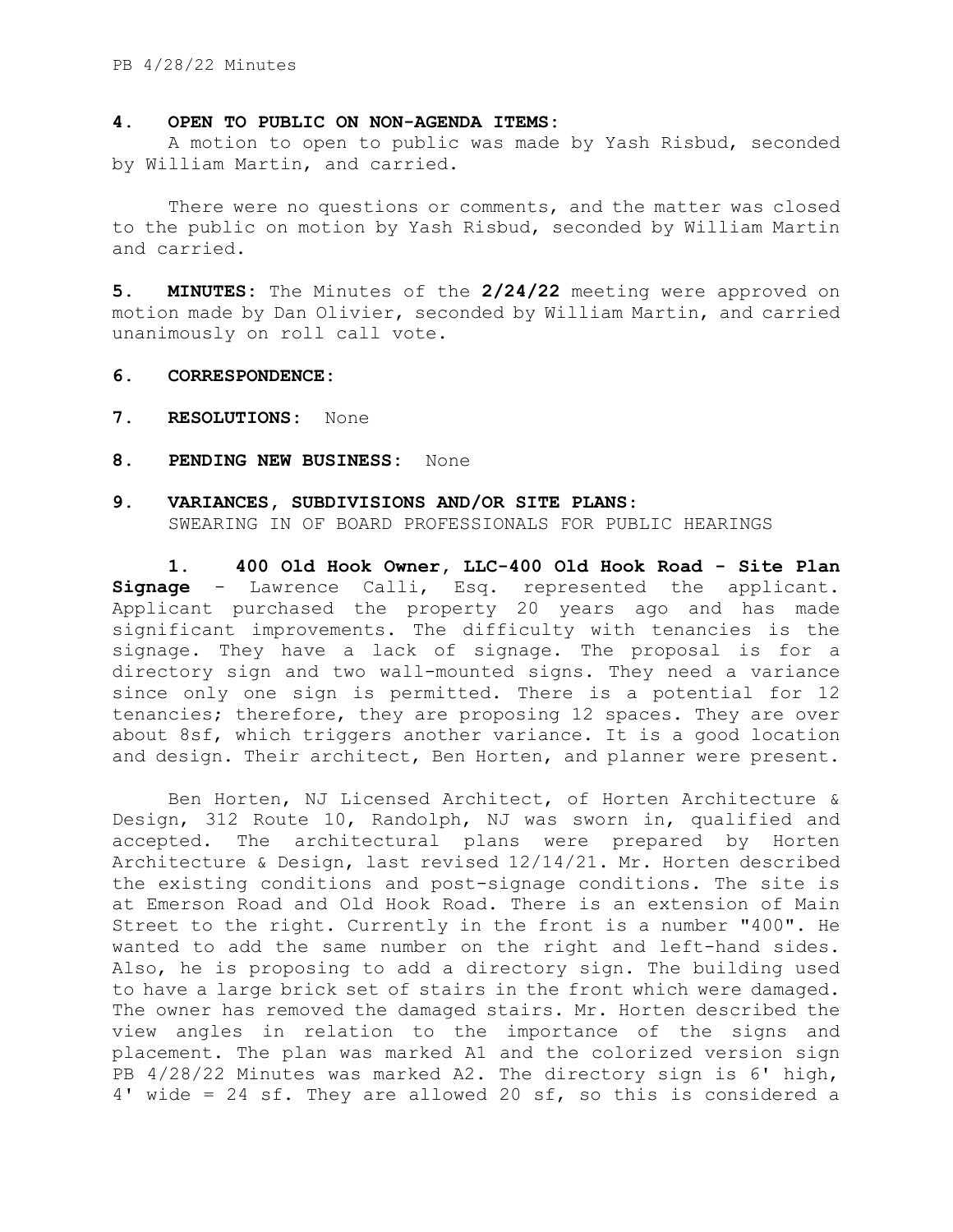**4. OPEN TO PUBLIC ON NON-AGENDA ITEMS:**

A motion to open to public was made by Yash Risbud, seconded by William Martin, and carried.

There were no questions or comments, and the matter was closed to the public on motion by Yash Risbud, seconded by William Martin and carried.

**5. MINUTES:** The Minutes of the **2/24/22** meeting were approved on motion made by Dan Olivier, seconded by William Martin, and carried unanimously on roll call vote.

**6. CORRESPONDENCE:**

**7. RESOLUTIONS:** None

**8. PENDING NEW BUSINESS:** None

**9. VARIANCES, SUBDIVISIONS AND/OR SITE PLANS:**

SWEARING IN OF BOARD PROFESSIONALS FOR PUBLIC HEARINGS

**1. 400 Old Hook Owner, LLC-400 Old Hook Road - Site Plan Signage** - Lawrence Calli, Esq. represented the applicant. Applicant purchased the property 20 years ago and has made significant improvements. The difficulty with tenancies is the signage. They have a lack of signage. The proposal is for a directory sign and two wall-mounted signs. They need a variance since only one sign is permitted. There is a potential for 12 tenancies; therefore, they are proposing 12 spaces. They are over about 8sf, which triggers another variance. It is a good location and design. Their architect, Ben Horten, and planner were present.

Ben Horten, NJ Licensed Architect, of Horten Architecture & Design, 312 Route 10, Randolph, NJ was sworn in, qualified and accepted. The architectural plans were prepared by Horten Architecture & Design, last revised 12/14/21. Mr. Horten described the existing conditions and post-signage conditions. The site is at Emerson Road and Old Hook Road. There is an extension of Main Street to the right. Currently in the front is a number "400". He wanted to add the same number on the right and left-hand sides. Also, he is proposing to add a directory sign. The building used to have a large brick set of stairs in the front which were damaged. The owner has removed the damaged stairs. Mr. Horten described the view angles in relation to the importance of the signs and placement. The plan was marked A1 and the colorized version sign PB 4/28/22 Minutes was marked A2. The directory sign is 6' high, 4' wide = 24 sf. They are allowed 20 sf, so this is considered a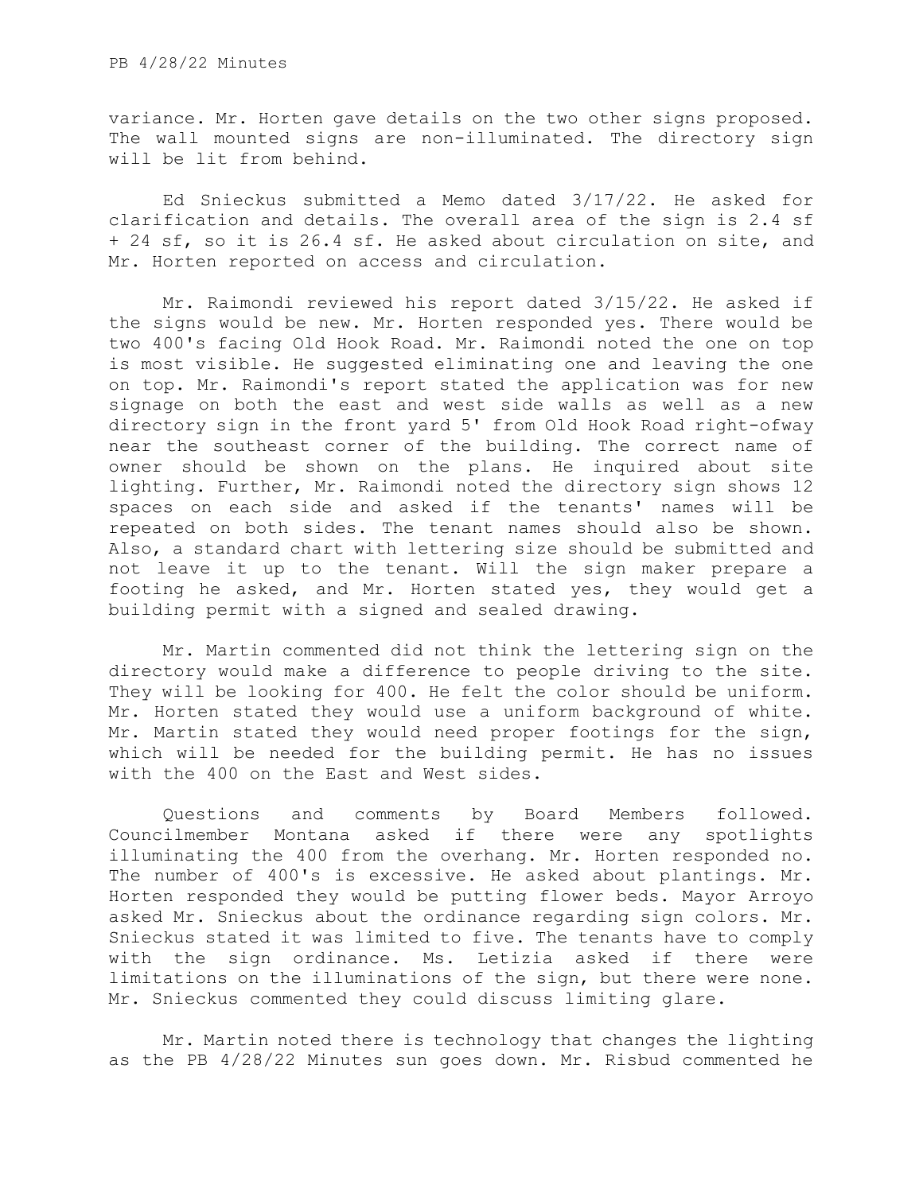variance. Mr. Horten gave details on the two other signs proposed. The wall mounted signs are non-illuminated. The directory sign will be lit from behind.

Ed Snieckus submitted a Memo dated 3/17/22. He asked for clarification and details. The overall area of the sign is 2.4 sf + 24 sf, so it is 26.4 sf. He asked about circulation on site, and Mr. Horten reported on access and circulation.

Mr. Raimondi reviewed his report dated 3/15/22. He asked if the signs would be new. Mr. Horten responded yes. There would be two 400's facing Old Hook Road. Mr. Raimondi noted the one on top is most visible. He suggested eliminating one and leaving the one on top. Mr. Raimondi's report stated the application was for new signage on both the east and west side walls as well as a new directory sign in the front yard 5' from Old Hook Road right-ofway near the southeast corner of the building. The correct name of owner should be shown on the plans. He inquired about site lighting. Further, Mr. Raimondi noted the directory sign shows 12 spaces on each side and asked if the tenants' names will be repeated on both sides. The tenant names should also be shown. Also, a standard chart with lettering size should be submitted and not leave it up to the tenant. Will the sign maker prepare a footing he asked, and Mr. Horten stated yes, they would get a building permit with a signed and sealed drawing.

Mr. Martin commented did not think the lettering sign on the directory would make a difference to people driving to the site. They will be looking for 400. He felt the color should be uniform. Mr. Horten stated they would use a uniform background of white. Mr. Martin stated they would need proper footings for the sign, which will be needed for the building permit. He has no issues with the 400 on the East and West sides.

Questions and comments by Board Members followed. Councilmember Montana asked if there were any spotlights illuminating the 400 from the overhang. Mr. Horten responded no. The number of 400's is excessive. He asked about plantings. Mr. Horten responded they would be putting flower beds. Mayor Arroyo asked Mr. Snieckus about the ordinance regarding sign colors. Mr. Snieckus stated it was limited to five. The tenants have to comply with the sign ordinance. Ms. Letizia asked if there were limitations on the illuminations of the sign, but there were none. Mr. Snieckus commented they could discuss limiting glare.

Mr. Martin noted there is technology that changes the lighting as the sun goes down. Mr. Risbud commented he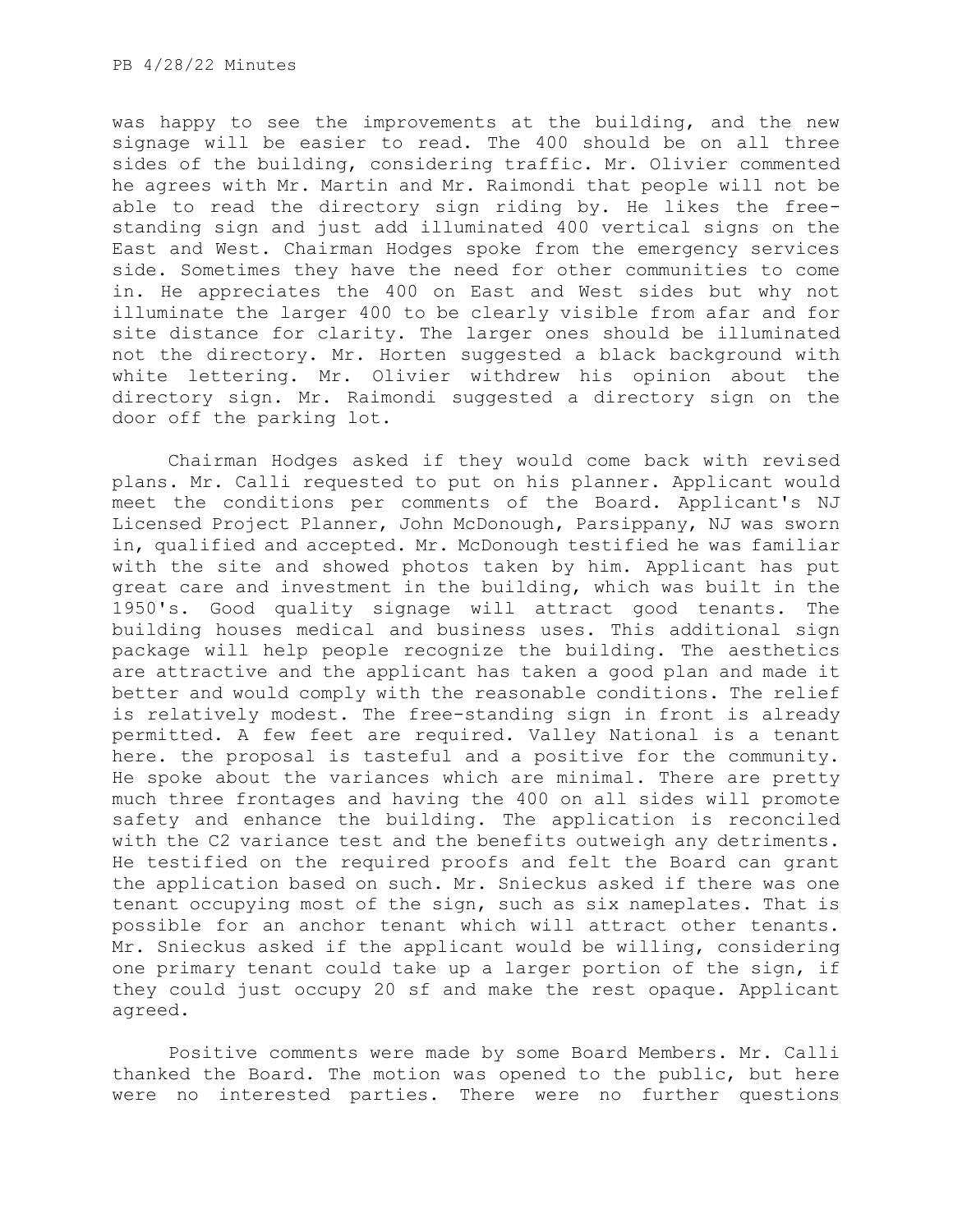was happy to see the improvements at the building, and the new signage will be easier to read. The 400 should be on all three sides of the building, considering traffic. Mr. Olivier commented he agrees with Mr. Martin and Mr. Raimondi that people will not be able to read the directory sign riding by. He likes the free-standing sign and just add illuminated 400 vertical signs on the East and West. Chairman Hodges spoke from the emergency services side. Sometimes they have the need for other communities to come in. He appreciates the 400 on East and West sides but why not illuminate the larger 400 to be clearly visible from afar and for site distance for clarity. The larger ones should be illuminated not the directory. Mr. Horten suggested a black background with white lettering. Mr. Olivier withdrew his opinion about the directory sign. Mr. Raimondi suggested a directory sign on the door off the parking lot.

Chairman Hodges asked if they would come back with revised plans. Mr. Calli requested to put on his planner. Applicant would meet the conditions per comments of the Board. Applicant's NJ Licensed Project Planner, John McDonough, Parsippany, NJ was sworn in, qualified and accepted. Mr. McDonough testified he was familiar with the site and showed photos taken by him. Applicant has put great care and investment in the building, which was built in the 1950's. Good quality signage will attract good tenants. The building houses medical and business uses. This additional sign package will help people recognize the building. The aesthetics are attractive and the applicant has taken a good plan and made it better and would comply with the reasonable conditions. The relief is relatively modest. The free-standing sign in front is already permitted. A few feet are required. Valley National is a tenant here. the proposal is tasteful and a positive for the community. He spoke about the variances which are minimal. There are pretty much three frontages and having the 400 on all sides will promote safety and enhance the building. The application is reconciled with the C2 variance test and the benefits outweigh any detriments. He testified on the required proofs and felt the Board can grant the application based on such. Mr. Snieckus asked if there was one tenant occupying most of the sign, such as six nameplates. That is possible for an anchor tenant which will attract other tenants. Mr. Snieckus asked if the applicant would be willing, considering one primary tenant could take up a larger portion of the sign, if they could just occupy 20 sf and make the rest opaque. Applicant agreed.

Positive comments were made by some Board Members. Mr. Calli thanked the Board. The motion was opened to the public, but here were no interested parties. There were no further questions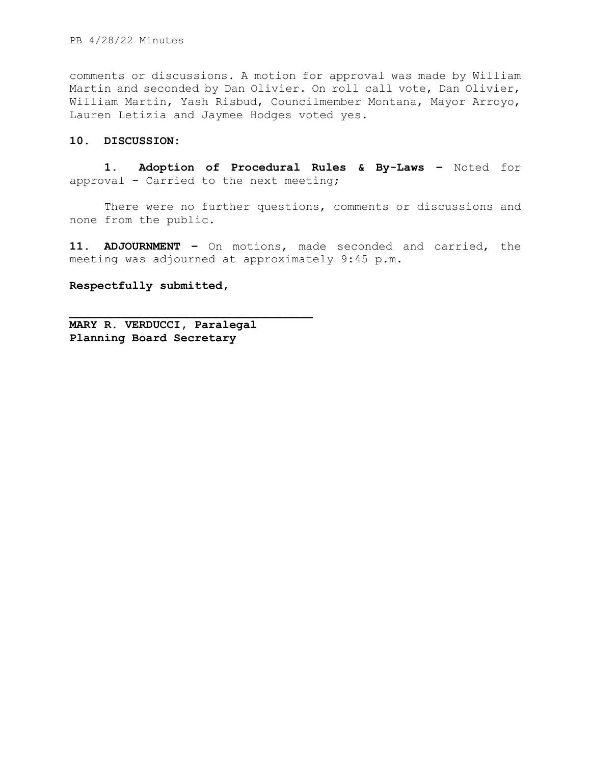comments or discussions. A motion for approval was made by William Martin and seconded by Dan Olivier. On roll call vote, Dan Olivier, William Martin, Yash Risbud, Councilmember Montana, Mayor Arroyo, Lauren Letizia and Jaymee Hodges voted yes.

**10. DISCUSSION:**

**1. Adoption of Procedural Rules & By-Laws –** Noted for approval – Carried to the next meeting;

There were no further questions, comments or discussions and none from the public.

**11. ADJOURNMENT –** On motions, made seconded and carried, the meeting was adjourned at approximately 9:45 p.m.

**Respectfully submitted,**

**________________________________**

**MARY R. VERDUCCI, Paralegal**
**Planning Board Secretary**